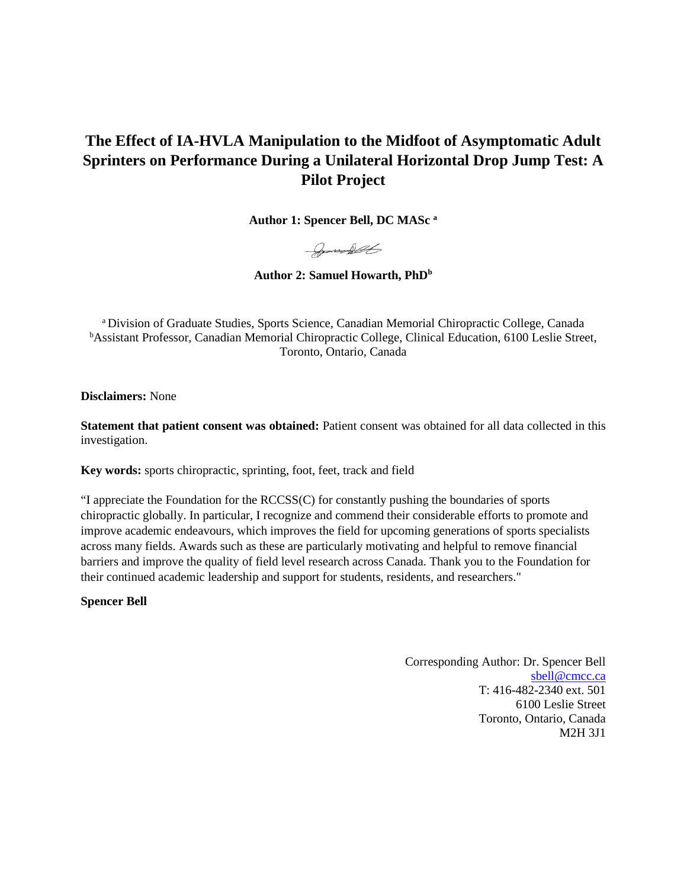# The Effect of IA-HVLA Manipulation to the Midfoot of Asymptomatic Adult Sprinters on Performance During a Unilateral Horizontal Drop Jump Test: A Pilot Project

**Author 1: Spencer Bell, DC MASc [a]**

**Author 2: Samuel Howarth, PhD[b]**

[a] Division of Graduate Studies, Sports Science, Canadian Memorial Chiropractic College, Canada
[b] Assistant Professor, Canadian Memorial Chiropractic College, Clinical Education, 6100 Leslie Street, Toronto, Ontario, Canada

**Disclaimers:** None

**Statement that patient consent was obtained:** Patient consent was obtained for all data collected in this investigation.

**Key words:** sports chiropractic, sprinting, foot, feet, track and field

"I appreciate the Foundation for the RCCSS(C) for constantly pushing the boundaries of sports chiropractic globally. In particular, I recognize and commend their considerable efforts to promote and improve academic endeavours, which improves the field for upcoming generations of sports specialists across many fields. Awards such as these are particularly motivating and helpful to remove financial barriers and improve the quality of field level research across Canada. Thank you to the Foundation for their continued academic leadership and support for students, residents, and researchers."

**Spencer Bell**

Corresponding Author: Dr. Spencer Bell
sbell@cmcc.ca
T: 416-482-2340 ext. 501
6100 Leslie Street
Toronto, Ontario, Canada
M2H 3J1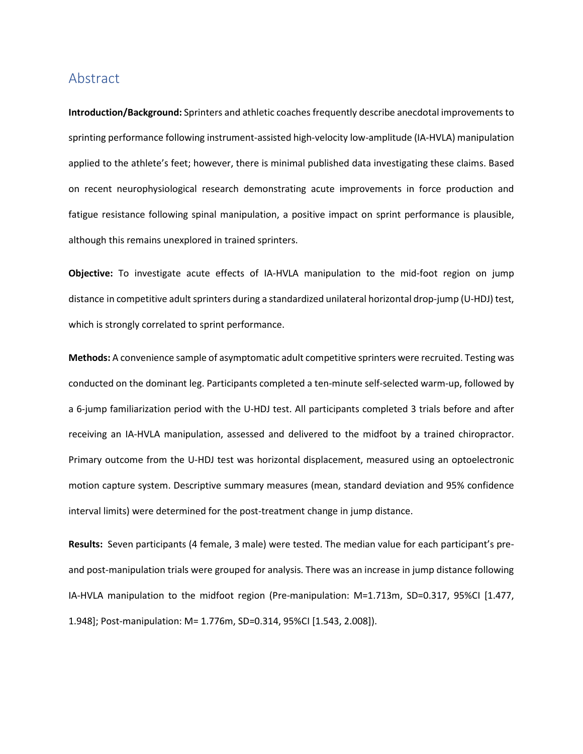## Abstract

**Introduction/Background:** Sprinters and athletic coaches frequently describe anecdotal improvements to sprinting performance following instrument-assisted high-velocity low-amplitude (IA-HVLA) manipulation applied to the athlete's feet; however, there is minimal published data investigating these claims. Based on recent neurophysiological research demonstrating acute improvements in force production and fatigue resistance following spinal manipulation, a positive impact on sprint performance is plausible, although this remains unexplored in trained sprinters.

**Objective:** To investigate acute effects of IA-HVLA manipulation to the mid-foot region on jump distance in competitive adult sprinters during a standardized unilateral horizontal drop-jump (U-HDJ) test, which is strongly correlated to sprint performance.

**Methods:** A convenience sample of asymptomatic adult competitive sprinters were recruited. Testing was conducted on the dominant leg. Participants completed a ten-minute self-selected warm-up, followed by a 6-jump familiarization period with the U-HDJ test. All participants completed 3 trials before and after receiving an IA-HVLA manipulation, assessed and delivered to the midfoot by a trained chiropractor. Primary outcome from the U-HDJ test was horizontal displacement, measured using an optoelectronic motion capture system. Descriptive summary measures (mean, standard deviation and 95% confidence interval limits) were determined for the post-treatment change in jump distance.

**Results:** Seven participants (4 female, 3 male) were tested. The median value for each participant's pre- and post-manipulation trials were grouped for analysis. There was an increase in jump distance following IA-HVLA manipulation to the midfoot region (Pre-manipulation: M=1.713m, SD=0.317, 95%CI [1.477, 1.948]; Post-manipulation: M= 1.776m, SD=0.314, 95%CI [1.543, 2.008]).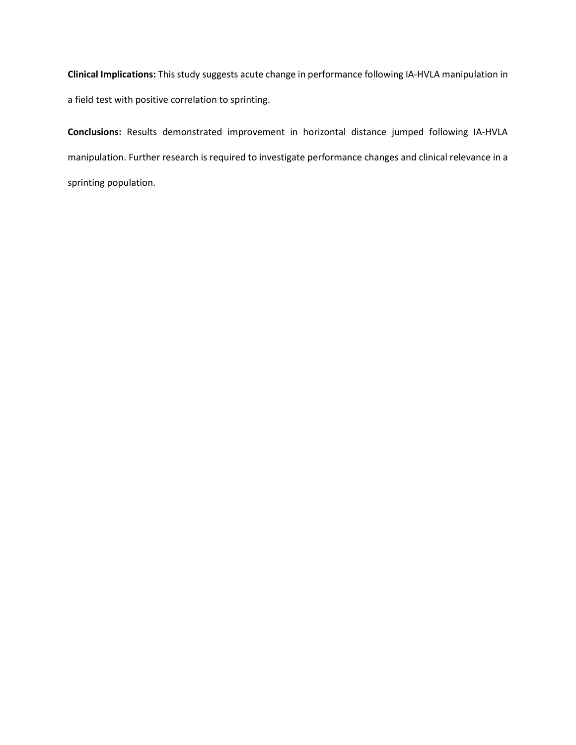**Clinical Implications:** This study suggests acute change in performance following IA-HVLA manipulation in a field test with positive correlation to sprinting.

**Conclusions:** Results demonstrated improvement in horizontal distance jumped following IA-HVLA manipulation. Further research is required to investigate performance changes and clinical relevance in a sprinting population.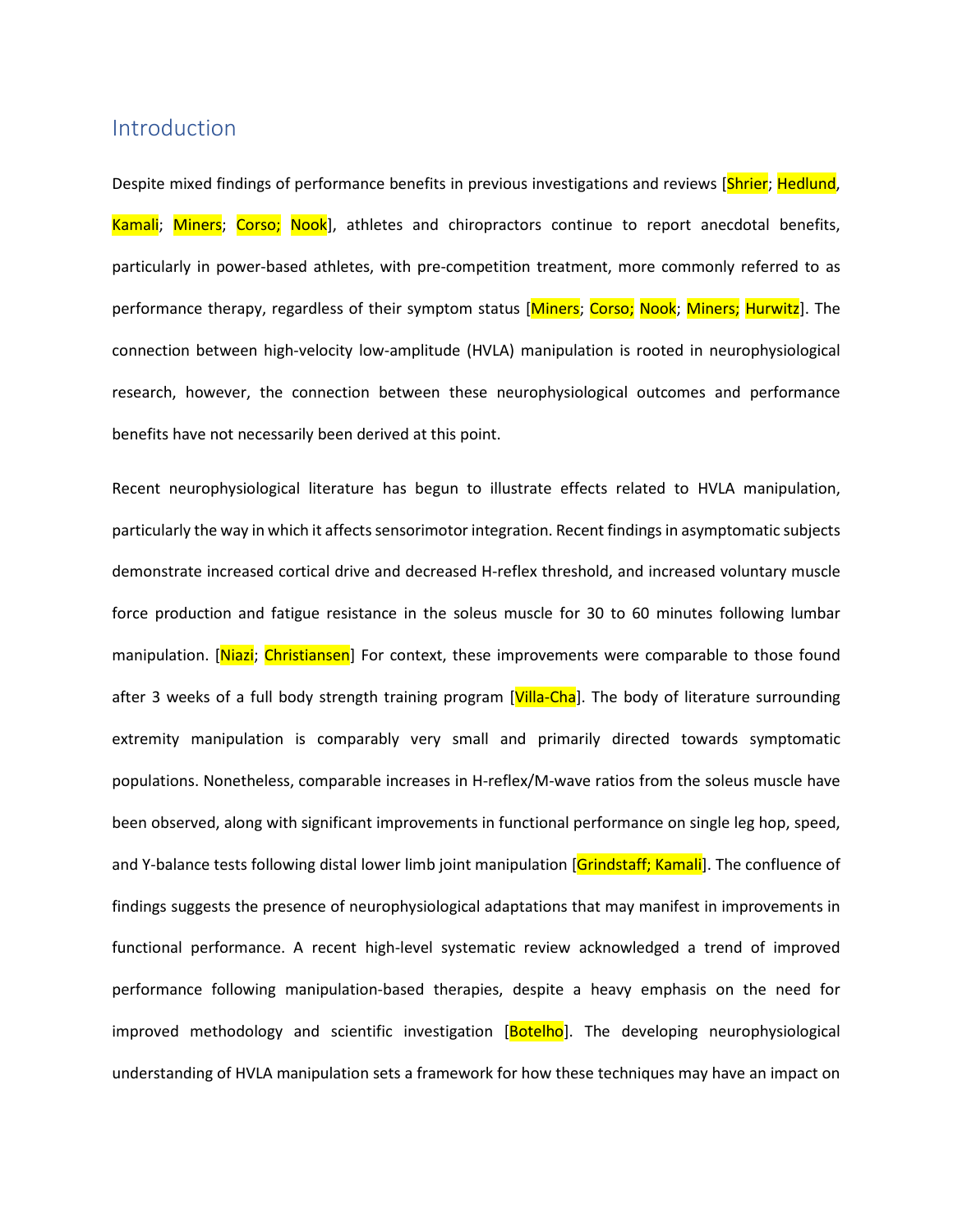## Introduction

Despite mixed findings of performance benefits in previous investigations and reviews [Shrier; Hedlund, Kamali; Miners; Corso; Nook], athletes and chiropractors continue to report anecdotal benefits, particularly in power-based athletes, with pre-competition treatment, more commonly referred to as performance therapy, regardless of their symptom status [Miners; Corso; Nook; Miners; Hurwitz]. The connection between high-velocity low-amplitude (HVLA) manipulation is rooted in neurophysiological research, however, the connection between these neurophysiological outcomes and performance benefits have not necessarily been derived at this point.

Recent neurophysiological literature has begun to illustrate effects related to HVLA manipulation, particularly the way in which it affects sensorimotor integration. Recent findings in asymptomatic subjects demonstrate increased cortical drive and decreased H-reflex threshold, and increased voluntary muscle force production and fatigue resistance in the soleus muscle for 30 to 60 minutes following lumbar manipulation. [Niazi; Christiansen] For context, these improvements were comparable to those found after 3 weeks of a full body strength training program [Villa-Cha]. The body of literature surrounding extremity manipulation is comparably very small and primarily directed towards symptomatic populations. Nonetheless, comparable increases in H-reflex/M-wave ratios from the soleus muscle have been observed, along with significant improvements in functional performance on single leg hop, speed, and Y-balance tests following distal lower limb joint manipulation [Grindstaff; Kamali]. The confluence of findings suggests the presence of neurophysiological adaptations that may manifest in improvements in functional performance. A recent high-level systematic review acknowledged a trend of improved performance following manipulation-based therapies, despite a heavy emphasis on the need for improved methodology and scientific investigation [Botelho]. The developing neurophysiological understanding of HVLA manipulation sets a framework for how these techniques may have an impact on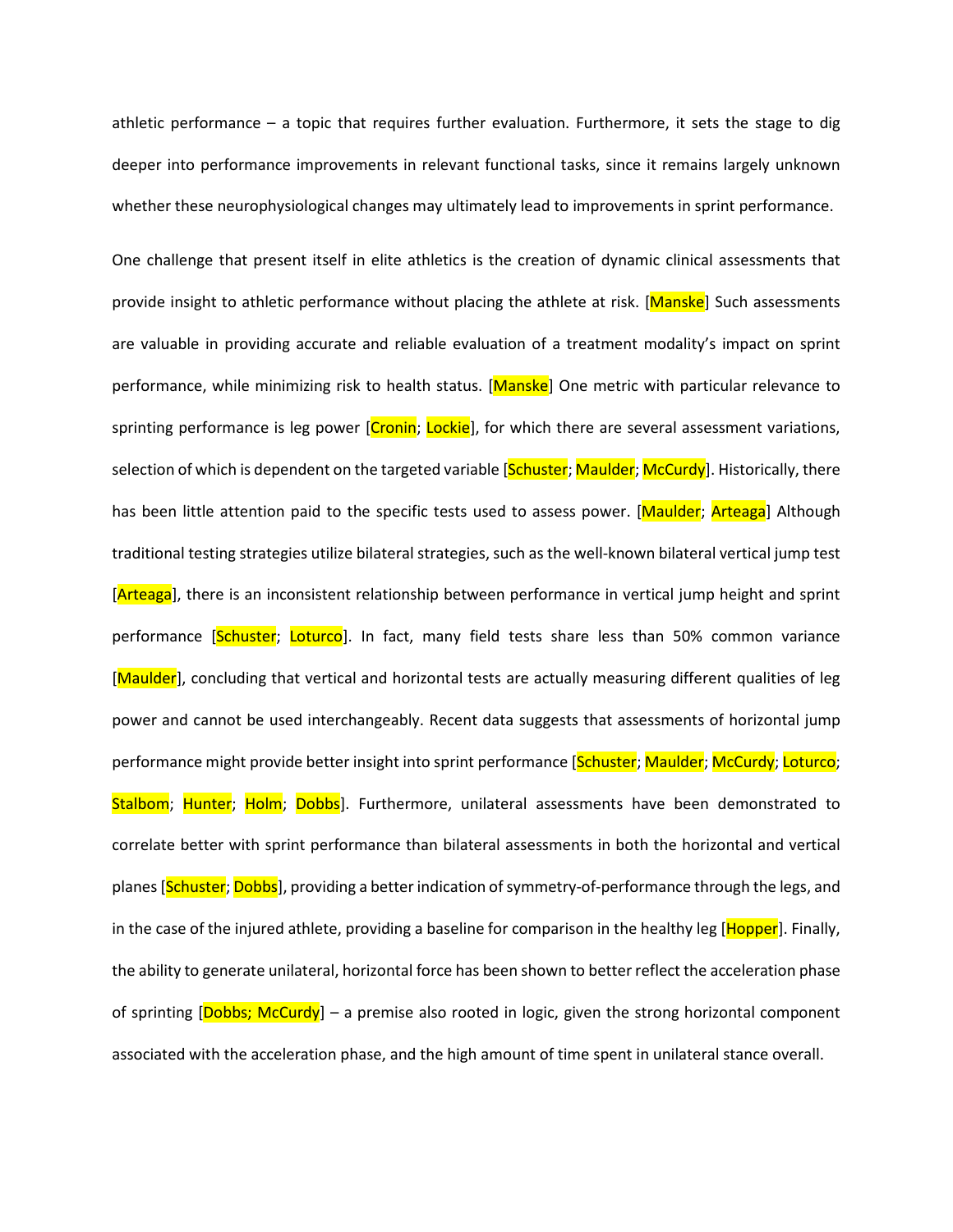athletic performance – a topic that requires further evaluation. Furthermore, it sets the stage to dig deeper into performance improvements in relevant functional tasks, since it remains largely unknown whether these neurophysiological changes may ultimately lead to improvements in sprint performance.

One challenge that present itself in elite athletics is the creation of dynamic clinical assessments that provide insight to athletic performance without placing the athlete at risk. [Manske] Such assessments are valuable in providing accurate and reliable evaluation of a treatment modality's impact on sprint performance, while minimizing risk to health status. [Manske] One metric with particular relevance to sprinting performance is leg power [Cronin; Lockie], for which there are several assessment variations, selection of which is dependent on the targeted variable [Schuster; Maulder; McCurdy]. Historically, there has been little attention paid to the specific tests used to assess power. [Maulder; Arteaga] Although traditional testing strategies utilize bilateral strategies, such as the well-known bilateral vertical jump test [Arteaga], there is an inconsistent relationship between performance in vertical jump height and sprint performance [Schuster; Loturco]. In fact, many field tests share less than 50% common variance [Maulder], concluding that vertical and horizontal tests are actually measuring different qualities of leg power and cannot be used interchangeably. Recent data suggests that assessments of horizontal jump performance might provide better insight into sprint performance [Schuster; Maulder; McCurdy; Loturco; Stalbom; Hunter; Holm; Dobbs]. Furthermore, unilateral assessments have been demonstrated to correlate better with sprint performance than bilateral assessments in both the horizontal and vertical planes [Schuster; Dobbs], providing a better indication of symmetry-of-performance through the legs, and in the case of the injured athlete, providing a baseline for comparison in the healthy leg [Hopper]. Finally, the ability to generate unilateral, horizontal force has been shown to better reflect the acceleration phase of sprinting [Dobbs; McCurdy] – a premise also rooted in logic, given the strong horizontal component associated with the acceleration phase, and the high amount of time spent in unilateral stance overall.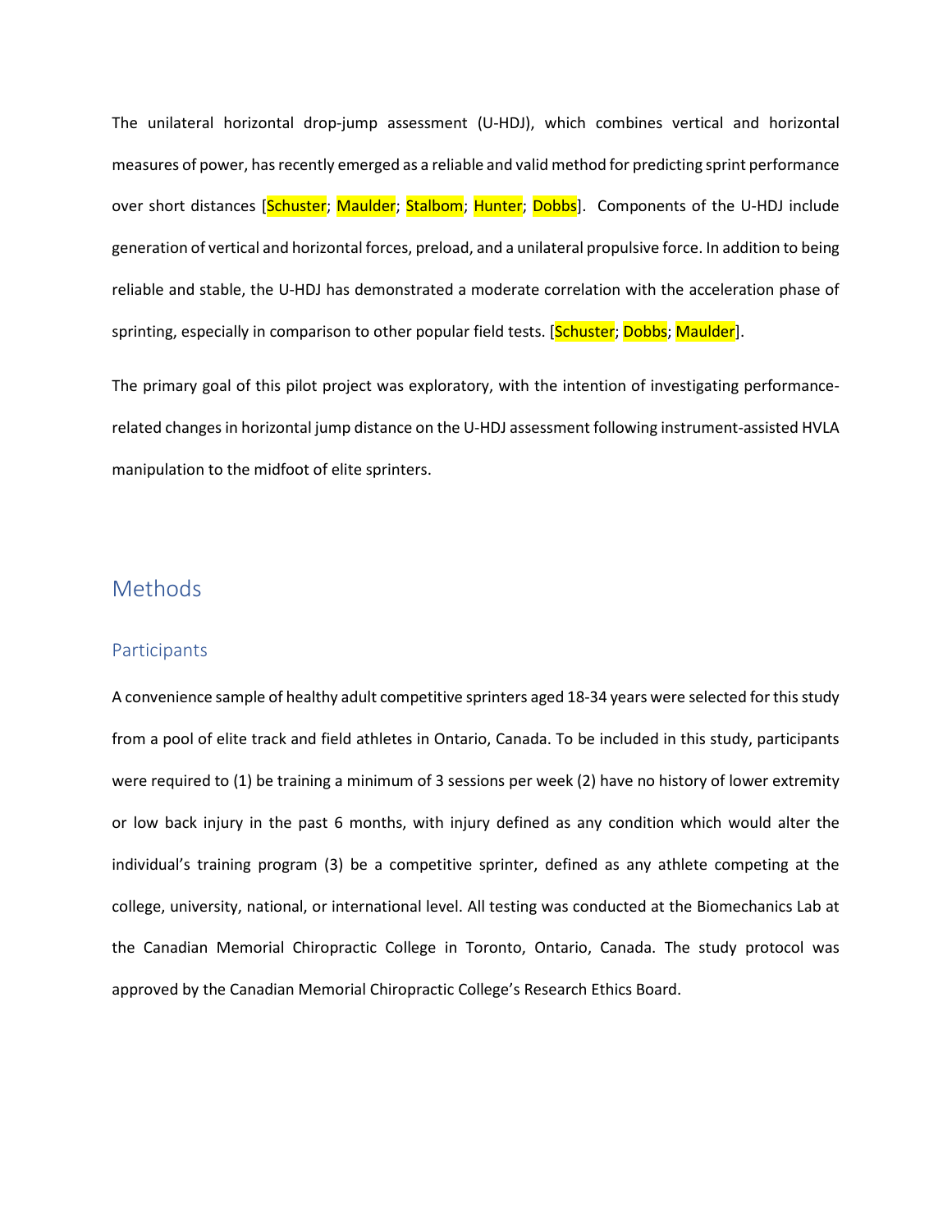The unilateral horizontal drop-jump assessment (U-HDJ), which combines vertical and horizontal measures of power, has recently emerged as a reliable and valid method for predicting sprint performance over short distances [Schuster; Maulder; Stalbom; Hunter; Dobbs]. Components of the U-HDJ include generation of vertical and horizontal forces, preload, and a unilateral propulsive force. In addition to being reliable and stable, the U-HDJ has demonstrated a moderate correlation with the acceleration phase of sprinting, especially in comparison to other popular field tests. [Schuster; Dobbs; Maulder].

The primary goal of this pilot project was exploratory, with the intention of investigating performance-related changes in horizontal jump distance on the U-HDJ assessment following instrument-assisted HVLA manipulation to the midfoot of elite sprinters.

## Methods

### Participants

A convenience sample of healthy adult competitive sprinters aged 18-34 years were selected for this study from a pool of elite track and field athletes in Ontario, Canada. To be included in this study, participants were required to (1) be training a minimum of 3 sessions per week (2) have no history of lower extremity or low back injury in the past 6 months, with injury defined as any condition which would alter the individual's training program (3) be a competitive sprinter, defined as any athlete competing at the college, university, national, or international level. All testing was conducted at the Biomechanics Lab at the Canadian Memorial Chiropractic College in Toronto, Ontario, Canada. The study protocol was approved by the Canadian Memorial Chiropractic College's Research Ethics Board.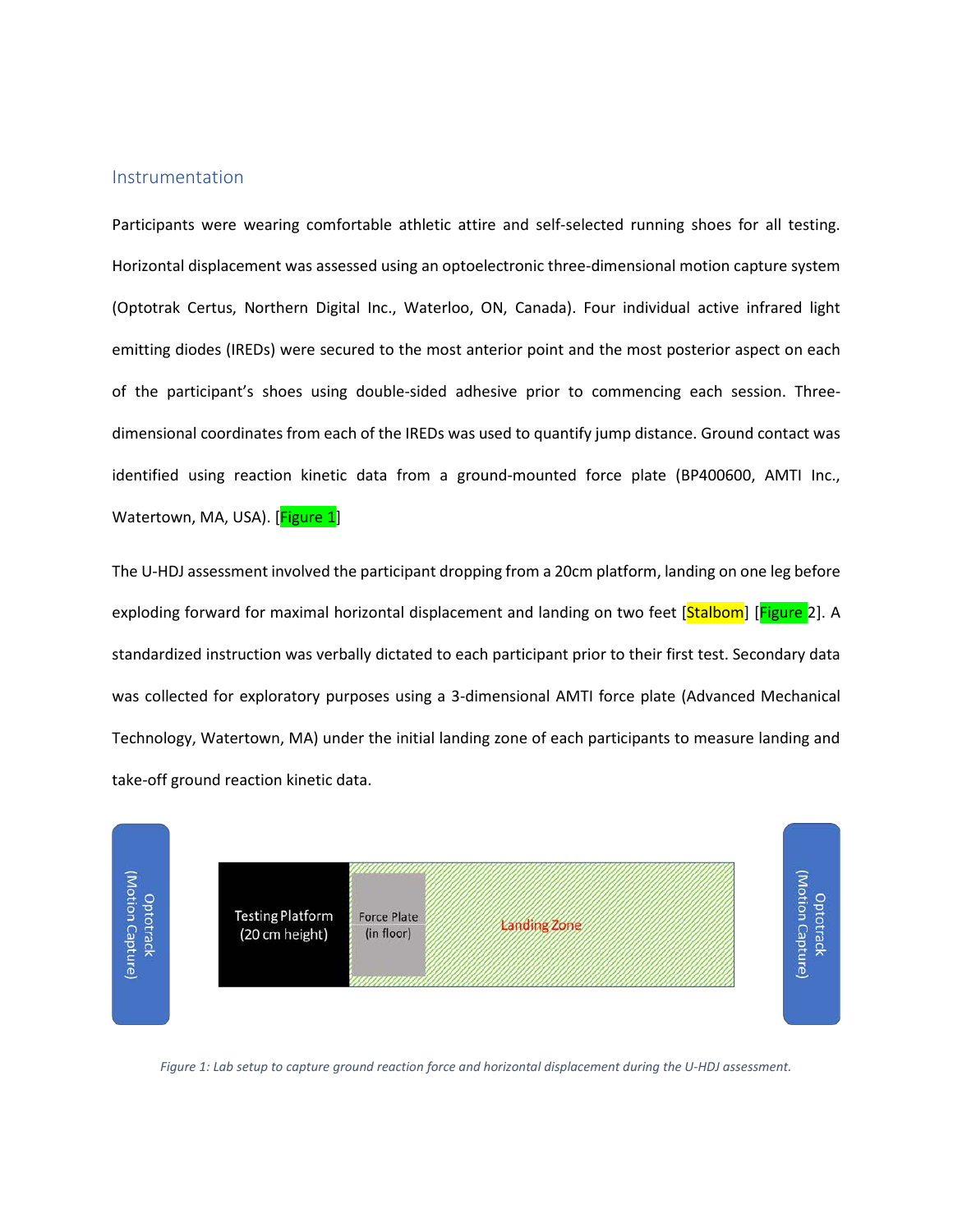## Instrumentation

Participants were wearing comfortable athletic attire and self-selected running shoes for all testing. Horizontal displacement was assessed using an optoelectronic three-dimensional motion capture system (Optotrak Certus, Northern Digital Inc., Waterloo, ON, Canada). Four individual active infrared light emitting diodes (IREDs) were secured to the most anterior point and the most posterior aspect on each of the participant's shoes using double-sided adhesive prior to commencing each session. Three-dimensional coordinates from each of the IREDs was used to quantify jump distance. Ground contact was identified using reaction kinetic data from a ground-mounted force plate (BP400600, AMTI Inc., Watertown, MA, USA). [Figure 1]

The U-HDJ assessment involved the participant dropping from a 20cm platform, landing on one leg before exploding forward for maximal horizontal displacement and landing on two feet [Stalbom] [Figure 2]. A standardized instruction was verbally dictated to each participant prior to their first test. Secondary data was collected for exploratory purposes using a 3-dimensional AMTI force plate (Advanced Mechanical Technology, Watertown, MA) under the initial landing zone of each participants to measure landing and take-off ground reaction kinetic data.

*Figure 1: Lab setup to capture ground reaction force and horizontal displacement during the U-HDJ assessment.*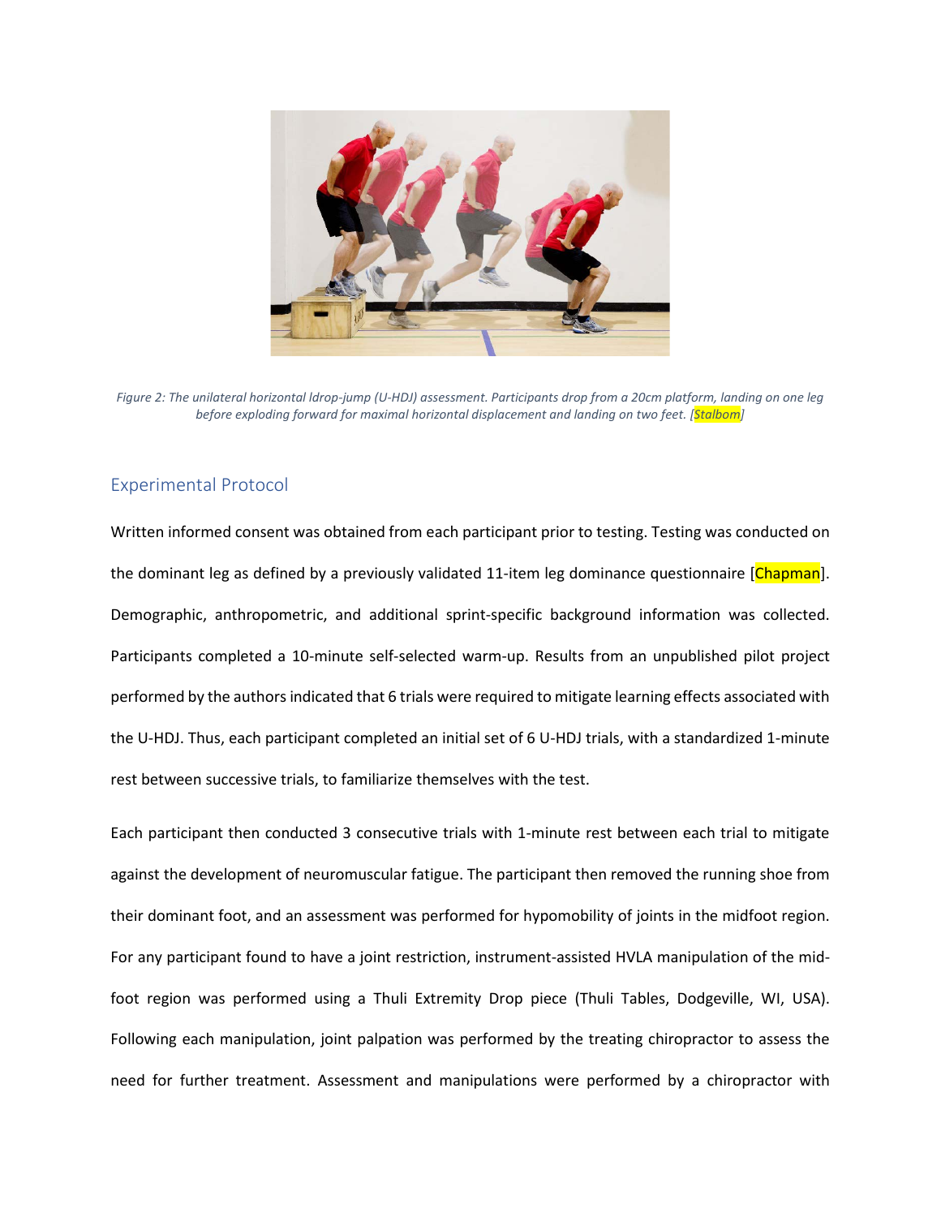*Figure 2: The unilateral horizontal ldrop-jump (U-HDJ) assessment. Participants drop from a 20cm platform, landing on one leg before exploding forward for maximal horizontal displacement and landing on two feet. [Stalbom]*

## Experimental Protocol

Written informed consent was obtained from each participant prior to testing. Testing was conducted on the dominant leg as defined by a previously validated 11-item leg dominance questionnaire [Chapman]. Demographic, anthropometric, and additional sprint-specific background information was collected. Participants completed a 10-minute self-selected warm-up. Results from an unpublished pilot project performed by the authors indicated that 6 trials were required to mitigate learning effects associated with the U-HDJ. Thus, each participant completed an initial set of 6 U-HDJ trials, with a standardized 1-minute rest between successive trials, to familiarize themselves with the test.

Each participant then conducted 3 consecutive trials with 1-minute rest between each trial to mitigate against the development of neuromuscular fatigue. The participant then removed the running shoe from their dominant foot, and an assessment was performed for hypomobility of joints in the midfoot region. For any participant found to have a joint restriction, instrument-assisted HVLA manipulation of the mid-foot region was performed using a Thuli Extremity Drop piece (Thuli Tables, Dodgeville, WI, USA). Following each manipulation, joint palpation was performed by the treating chiropractor to assess the need for further treatment. Assessment and manipulations were performed by a chiropractor with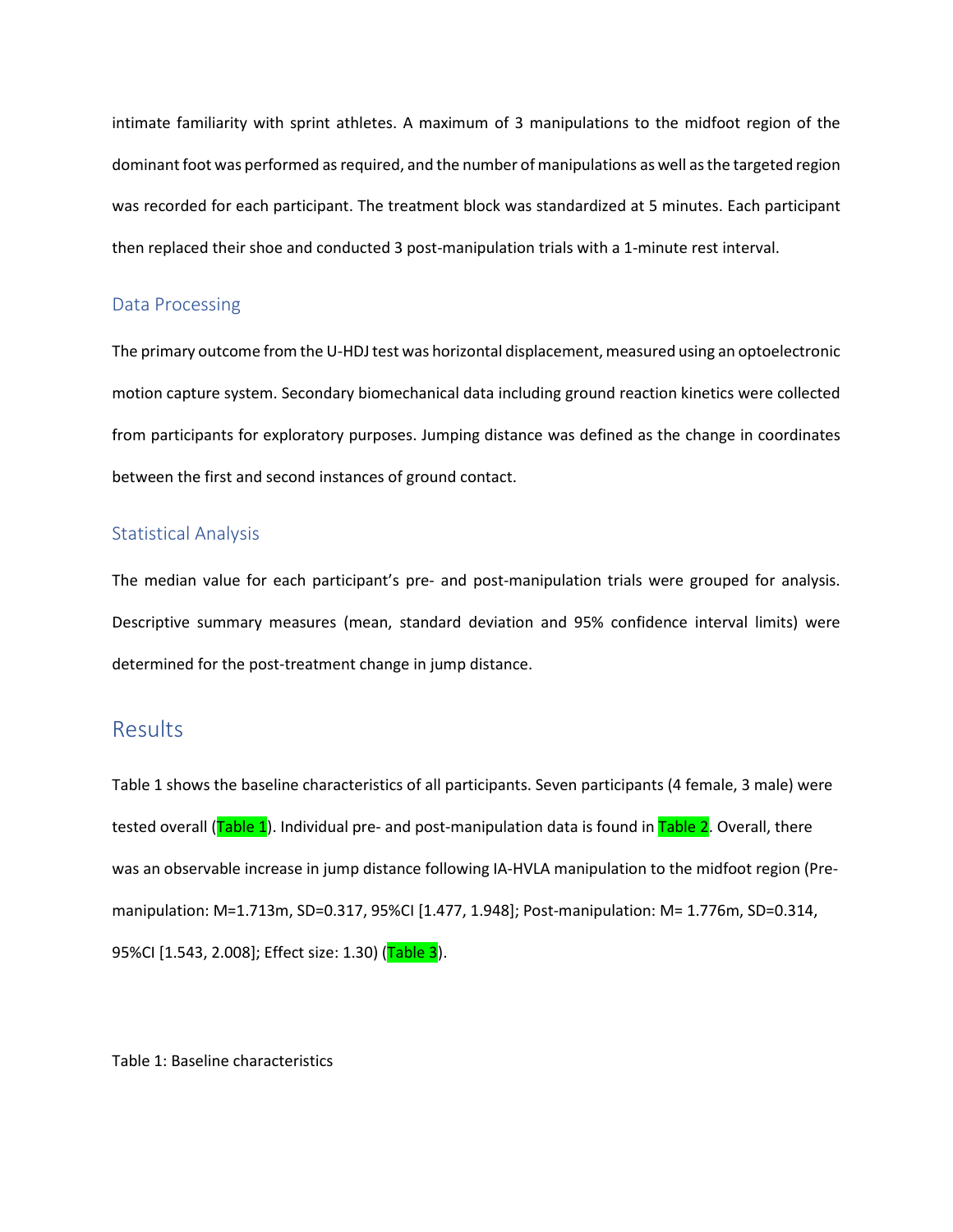intimate familiarity with sprint athletes. A maximum of 3 manipulations to the midfoot region of the dominant foot was performed as required, and the number of manipulations as well as the targeted region was recorded for each participant. The treatment block was standardized at 5 minutes. Each participant then replaced their shoe and conducted 3 post-manipulation trials with a 1-minute rest interval.

### Data Processing

The primary outcome from the U-HDJ test was horizontal displacement, measured using an optoelectronic motion capture system. Secondary biomechanical data including ground reaction kinetics were collected from participants for exploratory purposes. Jumping distance was defined as the change in coordinates between the first and second instances of ground contact.

### Statistical Analysis

The median value for each participant's pre- and post-manipulation trials were grouped for analysis. Descriptive summary measures (mean, standard deviation and 95% confidence interval limits) were determined for the post-treatment change in jump distance.

## Results

Table 1 shows the baseline characteristics of all participants. Seven participants (4 female, 3 male) were tested overall (Table 1). Individual pre- and post-manipulation data is found in Table 2. Overall, there was an observable increase in jump distance following IA-HVLA manipulation to the midfoot region (Pre-manipulation: M=1.713m, SD=0.317, 95%CI [1.477, 1.948]; Post-manipulation: M= 1.776m, SD=0.314, 95%CI [1.543, 2.008]; Effect size: 1.30) (Table 3).

Table 1: Baseline characteristics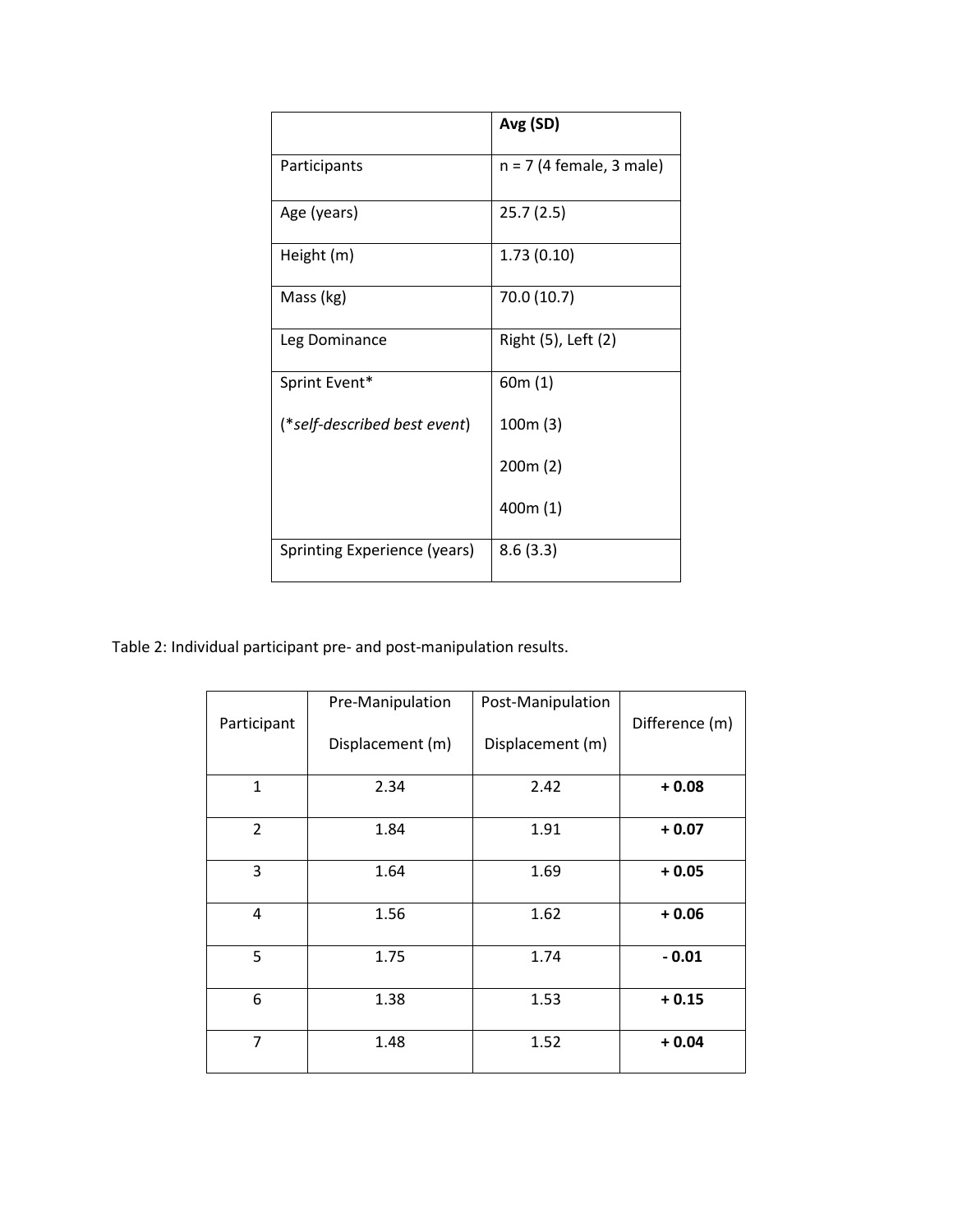| | **Avg (SD)** |
|---|---|
| Participants | n = 7 (4 female, 3 male) |
| Age (years) | 25.7 (2.5) |
| Height (m) | 1.73 (0.10) |
| Mass (kg) | 70.0 (10.7) |
| Leg Dominance | Right (5), Left (2) |
| Sprint Event* (*self-described best event*) | 60m (1) 100m (3) 200m (2) 400m (1) |
| Sprinting Experience (years) | 8.6 (3.3) |

Table 2: Individual participant pre- and post-manipulation results.

| Participant | Pre-Manipulation Displacement (m) | Post-Manipulation Displacement (m) | Difference (m) |
|---|---|---|---|
| 1 | 2.34 | 2.42 | **+ 0.08** |
| 2 | 1.84 | 1.91 | **+ 0.07** |
| 3 | 1.64 | 1.69 | **+ 0.05** |
| 4 | 1.56 | 1.62 | **+ 0.06** |
| 5 | 1.75 | 1.74 | **- 0.01** |
| 6 | 1.38 | 1.53 | **+ 0.15** |
| 7 | 1.48 | 1.52 | **+ 0.04** |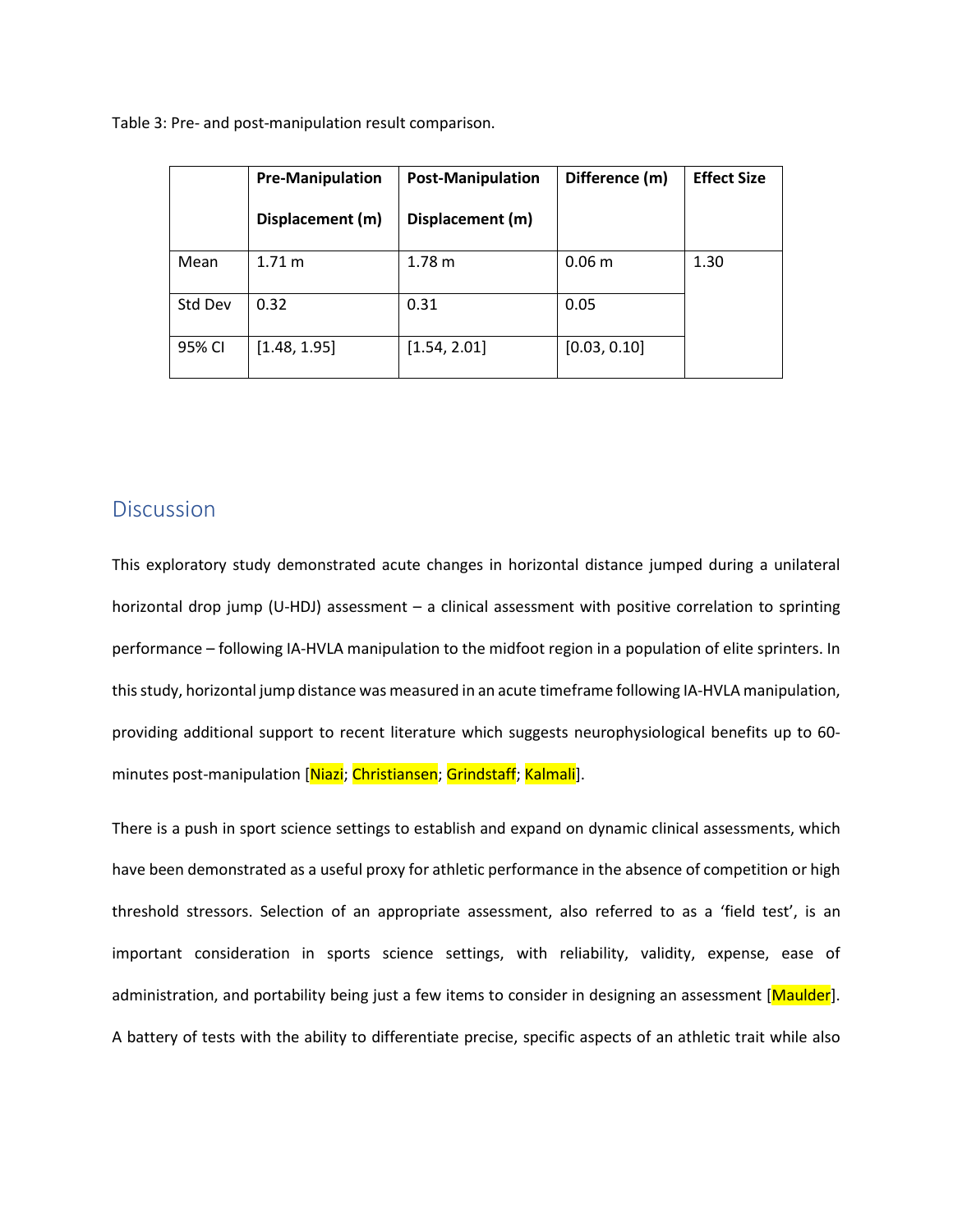Table 3: Pre- and post-manipulation result comparison.

| | Pre-Manipulation Displacement (m) | Post-Manipulation Displacement (m) | Difference (m) | Effect Size |
|---|---|---|---|---|
| Mean | 1.71 m | 1.78 m | 0.06 m | 1.30 |
| Std Dev | 0.32 | 0.31 | 0.05 | |
| 95% CI | [1.48, 1.95] | [1.54, 2.01] | [0.03, 0.10] | |

## Discussion

This exploratory study demonstrated acute changes in horizontal distance jumped during a unilateral horizontal drop jump (U-HDJ) assessment – a clinical assessment with positive correlation to sprinting performance – following IA-HVLA manipulation to the midfoot region in a population of elite sprinters. In this study, horizontal jump distance was measured in an acute timeframe following IA-HVLA manipulation, providing additional support to recent literature which suggests neurophysiological benefits up to 60-minutes post-manipulation [Niazi; Christiansen; Grindstaff; Kalmali].

There is a push in sport science settings to establish and expand on dynamic clinical assessments, which have been demonstrated as a useful proxy for athletic performance in the absence of competition or high threshold stressors. Selection of an appropriate assessment, also referred to as a 'field test', is an important consideration in sports science settings, with reliability, validity, expense, ease of administration, and portability being just a few items to consider in designing an assessment [Maulder]. A battery of tests with the ability to differentiate precise, specific aspects of an athletic trait while also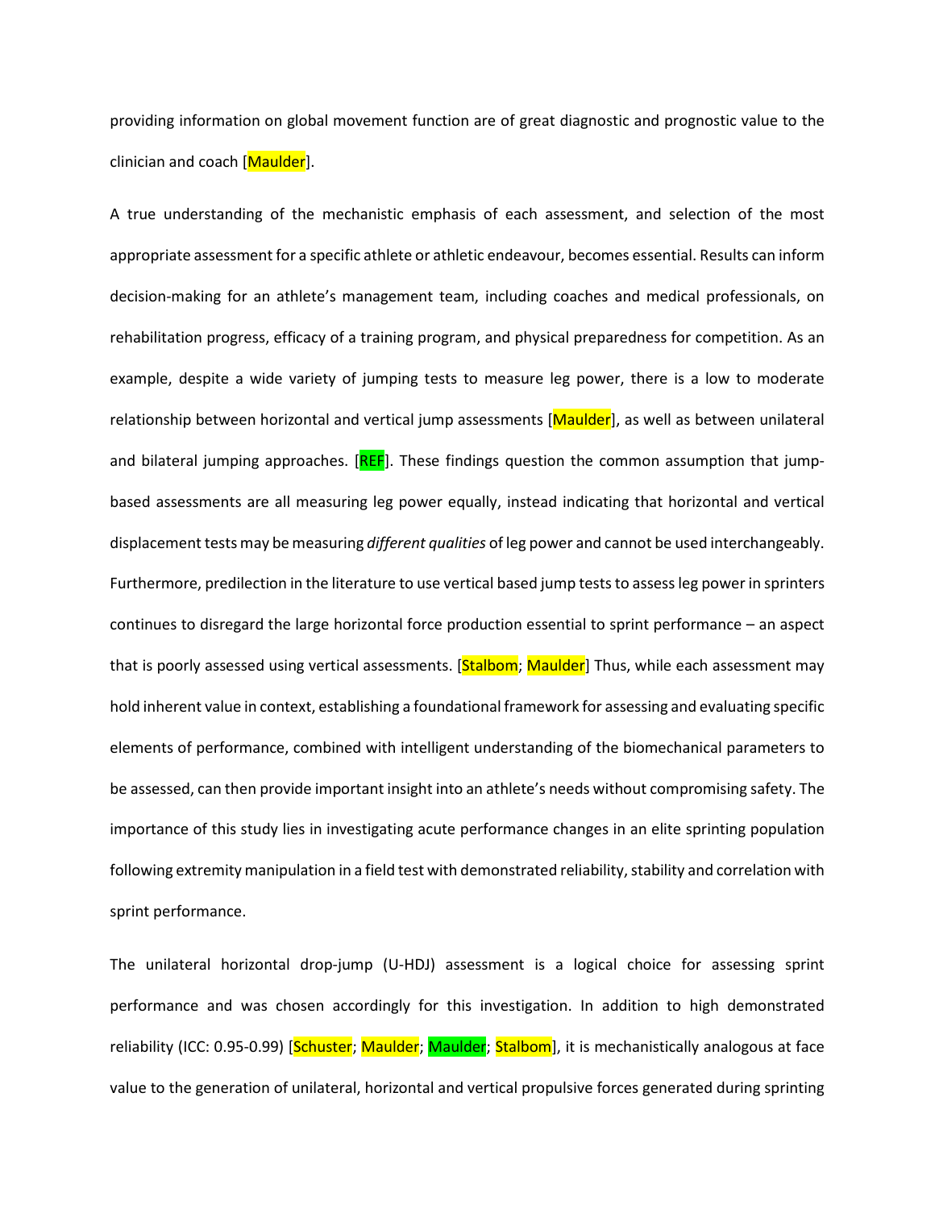providing information on global movement function are of great diagnostic and prognostic value to the clinician and coach [Maulder].

A true understanding of the mechanistic emphasis of each assessment, and selection of the most appropriate assessment for a specific athlete or athletic endeavour, becomes essential. Results can inform decision-making for an athlete's management team, including coaches and medical professionals, on rehabilitation progress, efficacy of a training program, and physical preparedness for competition. As an example, despite a wide variety of jumping tests to measure leg power, there is a low to moderate relationship between horizontal and vertical jump assessments [Maulder], as well as between unilateral and bilateral jumping approaches. [REF]. These findings question the common assumption that jump-based assessments are all measuring leg power equally, instead indicating that horizontal and vertical displacement tests may be measuring *different qualities* of leg power and cannot be used interchangeably. Furthermore, predilection in the literature to use vertical based jump tests to assess leg power in sprinters continues to disregard the large horizontal force production essential to sprint performance – an aspect that is poorly assessed using vertical assessments. [Stalbom; Maulder] Thus, while each assessment may hold inherent value in context, establishing a foundational framework for assessing and evaluating specific elements of performance, combined with intelligent understanding of the biomechanical parameters to be assessed, can then provide important insight into an athlete's needs without compromising safety. The importance of this study lies in investigating acute performance changes in an elite sprinting population following extremity manipulation in a field test with demonstrated reliability, stability and correlation with sprint performance.

The unilateral horizontal drop-jump (U-HDJ) assessment is a logical choice for assessing sprint performance and was chosen accordingly for this investigation. In addition to high demonstrated reliability (ICC: 0.95-0.99) [Schuster; Maulder; Maulder; Stalbom], it is mechanistically analogous at face value to the generation of unilateral, horizontal and vertical propulsive forces generated during sprinting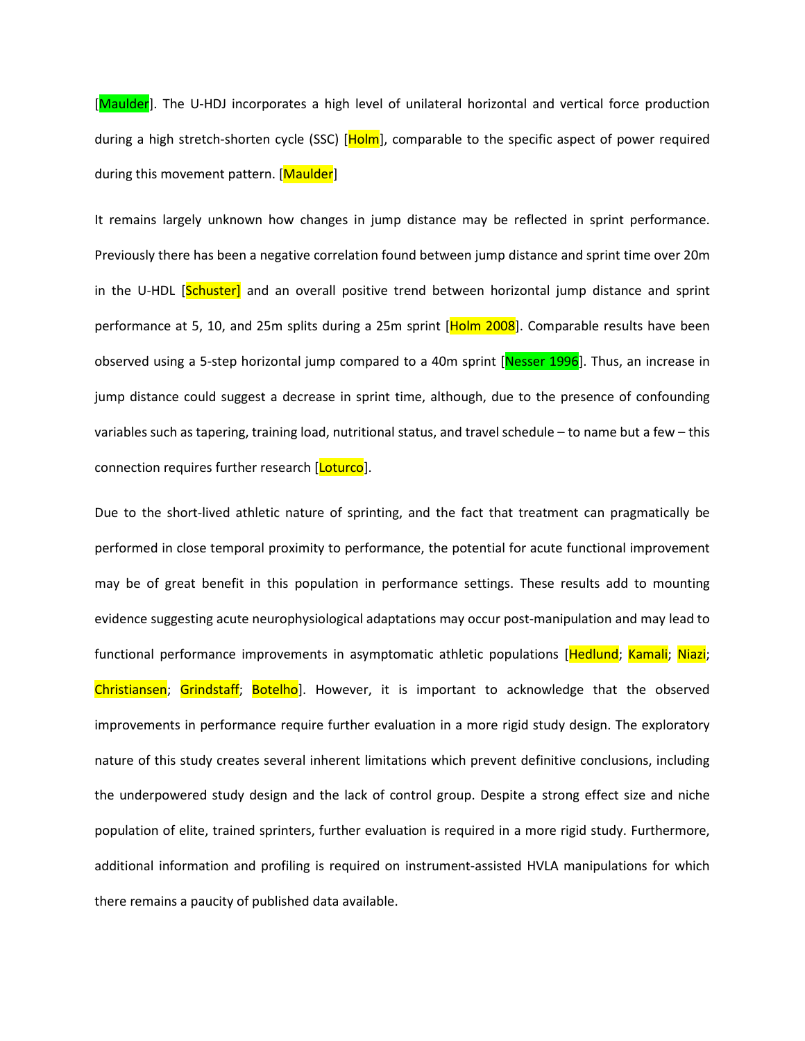[Maulder]. The U-HDJ incorporates a high level of unilateral horizontal and vertical force production during a high stretch-shorten cycle (SSC) [Holm], comparable to the specific aspect of power required during this movement pattern. [Maulder]

It remains largely unknown how changes in jump distance may be reflected in sprint performance. Previously there has been a negative correlation found between jump distance and sprint time over 20m in the U-HDL [Schuster] and an overall positive trend between horizontal jump distance and sprint performance at 5, 10, and 25m splits during a 25m sprint [Holm 2008]. Comparable results have been observed using a 5-step horizontal jump compared to a 40m sprint [Nesser 1996]. Thus, an increase in jump distance could suggest a decrease in sprint time, although, due to the presence of confounding variables such as tapering, training load, nutritional status, and travel schedule – to name but a few – this connection requires further research [Loturco].

Due to the short-lived athletic nature of sprinting, and the fact that treatment can pragmatically be performed in close temporal proximity to performance, the potential for acute functional improvement may be of great benefit in this population in performance settings. These results add to mounting evidence suggesting acute neurophysiological adaptations may occur post-manipulation and may lead to functional performance improvements in asymptomatic athletic populations [Hedlund; Kamali; Niazi; Christiansen; Grindstaff; Botelho]. However, it is important to acknowledge that the observed improvements in performance require further evaluation in a more rigid study design. The exploratory nature of this study creates several inherent limitations which prevent definitive conclusions, including the underpowered study design and the lack of control group. Despite a strong effect size and niche population of elite, trained sprinters, further evaluation is required in a more rigid study. Furthermore, additional information and profiling is required on instrument-assisted HVLA manipulations for which there remains a paucity of published data available.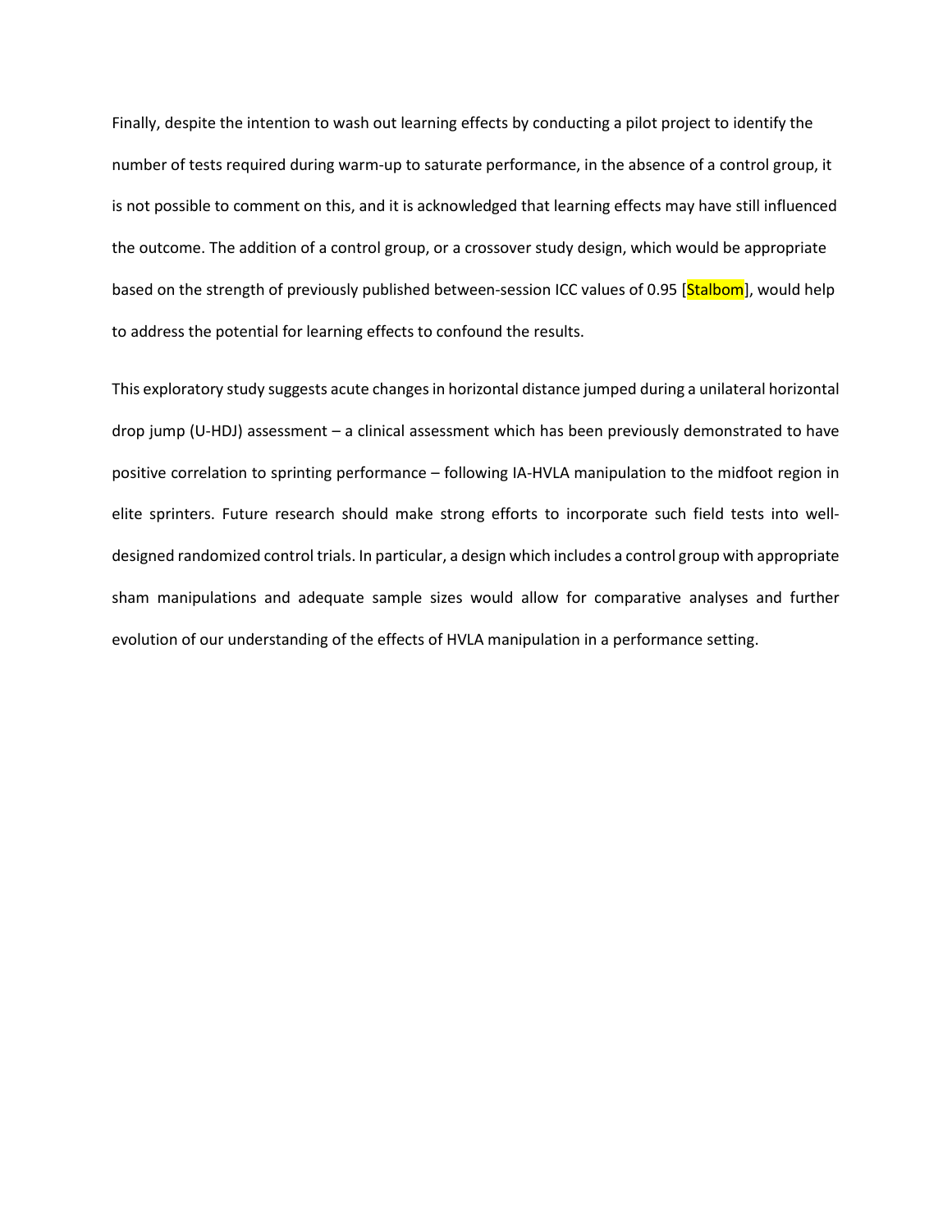Finally, despite the intention to wash out learning effects by conducting a pilot project to identify the number of tests required during warm-up to saturate performance, in the absence of a control group, it is not possible to comment on this, and it is acknowledged that learning effects may have still influenced the outcome. The addition of a control group, or a crossover study design, which would be appropriate based on the strength of previously published between-session ICC values of 0.95 [Stalbom], would help to address the potential for learning effects to confound the results.

This exploratory study suggests acute changes in horizontal distance jumped during a unilateral horizontal drop jump (U-HDJ) assessment – a clinical assessment which has been previously demonstrated to have positive correlation to sprinting performance – following IA-HVLA manipulation to the midfoot region in elite sprinters. Future research should make strong efforts to incorporate such field tests into well-designed randomized control trials. In particular, a design which includes a control group with appropriate sham manipulations and adequate sample sizes would allow for comparative analyses and further evolution of our understanding of the effects of HVLA manipulation in a performance setting.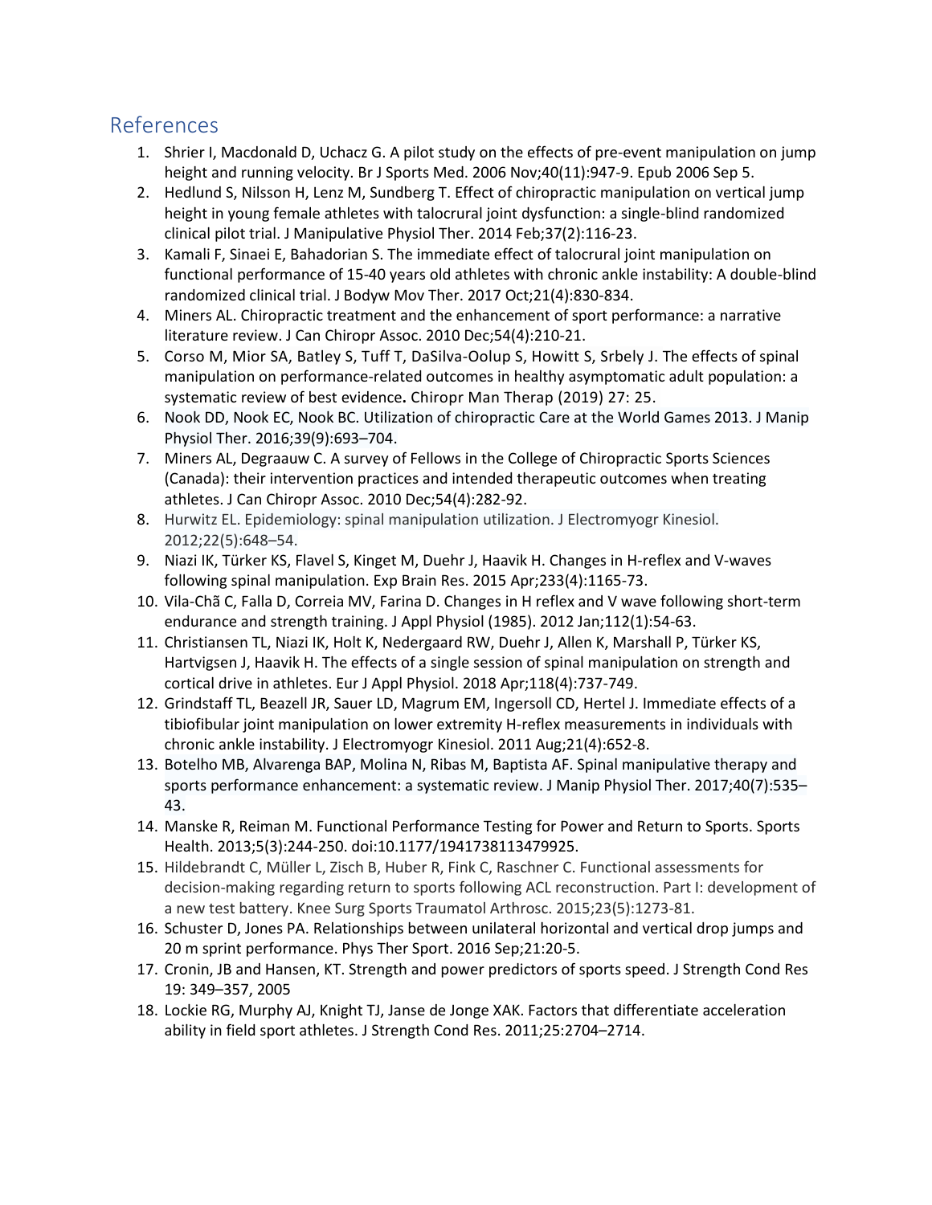## References

1. Shrier I, Macdonald D, Uchacz G. A pilot study on the effects of pre-event manipulation on jump height and running velocity. Br J Sports Med. 2006 Nov;40(11):947-9. Epub 2006 Sep 5.
2. Hedlund S, Nilsson H, Lenz M, Sundberg T. Effect of chiropractic manipulation on vertical jump height in young female athletes with talocrural joint dysfunction: a single-blind randomized clinical pilot trial. J Manipulative Physiol Ther. 2014 Feb;37(2):116-23.
3. Kamali F, Sinaei E, Bahadorian S. The immediate effect of talocrural joint manipulation on functional performance of 15-40 years old athletes with chronic ankle instability: A double-blind randomized clinical trial. J Bodyw Mov Ther. 2017 Oct;21(4):830-834.
4. Miners AL. Chiropractic treatment and the enhancement of sport performance: a narrative literature review. J Can Chiropr Assoc. 2010 Dec;54(4):210-21.
5. Corso M, Mior SA, Batley S, Tuff T, DaSilva-Oolup S, Howitt S, Srbely J. The effects of spinal manipulation on performance-related outcomes in healthy asymptomatic adult population: a systematic review of best evidence. Chiropr Man Therap (2019) 27: 25.
6. Nook DD, Nook EC, Nook BC. Utilization of chiropractic Care at the World Games 2013. J Manip Physiol Ther. 2016;39(9):693–704.
7. Miners AL, Degraauw C. A survey of Fellows in the College of Chiropractic Sports Sciences (Canada): their intervention practices and intended therapeutic outcomes when treating athletes. J Can Chiropr Assoc. 2010 Dec;54(4):282-92.
8. Hurwitz EL. Epidemiology: spinal manipulation utilization. J Electromyogr Kinesiol. 2012;22(5):648–54.
9. Niazi IK, Türker KS, Flavel S, Kinget M, Duehr J, Haavik H. Changes in H-reflex and V-waves following spinal manipulation. Exp Brain Res. 2015 Apr;233(4):1165-73.
10. Vila-Chã C, Falla D, Correia MV, Farina D. Changes in H reflex and V wave following short-term endurance and strength training. J Appl Physiol (1985). 2012 Jan;112(1):54-63.
11. Christiansen TL, Niazi IK, Holt K, Nedergaard RW, Duehr J, Allen K, Marshall P, Türker KS, Hartvigsen J, Haavik H. The effects of a single session of spinal manipulation on strength and cortical drive in athletes. Eur J Appl Physiol. 2018 Apr;118(4):737-749.
12. Grindstaff TL, Beazell JR, Sauer LD, Magrum EM, Ingersoll CD, Hertel J. Immediate effects of a tibiofibular joint manipulation on lower extremity H-reflex measurements in individuals with chronic ankle instability. J Electromyogr Kinesiol. 2011 Aug;21(4):652-8.
13. Botelho MB, Alvarenga BAP, Molina N, Ribas M, Baptista AF. Spinal manipulative therapy and sports performance enhancement: a systematic review. J Manip Physiol Ther. 2017;40(7):535–43.
14. Manske R, Reiman M. Functional Performance Testing for Power and Return to Sports. Sports Health. 2013;5(3):244-250. doi:10.1177/1941738113479925.
15. Hildebrandt C, Müller L, Zisch B, Huber R, Fink C, Raschner C. Functional assessments for decision-making regarding return to sports following ACL reconstruction. Part I: development of a new test battery. Knee Surg Sports Traumatol Arthrosc. 2015;23(5):1273-81.
16. Schuster D, Jones PA. Relationships between unilateral horizontal and vertical drop jumps and 20 m sprint performance. Phys Ther Sport. 2016 Sep;21:20-5.
17. Cronin, JB and Hansen, KT. Strength and power predictors of sports speed. J Strength Cond Res 19: 349–357, 2005
18. Lockie RG, Murphy AJ, Knight TJ, Janse de Jonge XAK. Factors that differentiate acceleration ability in field sport athletes. J Strength Cond Res. 2011;25:2704–2714.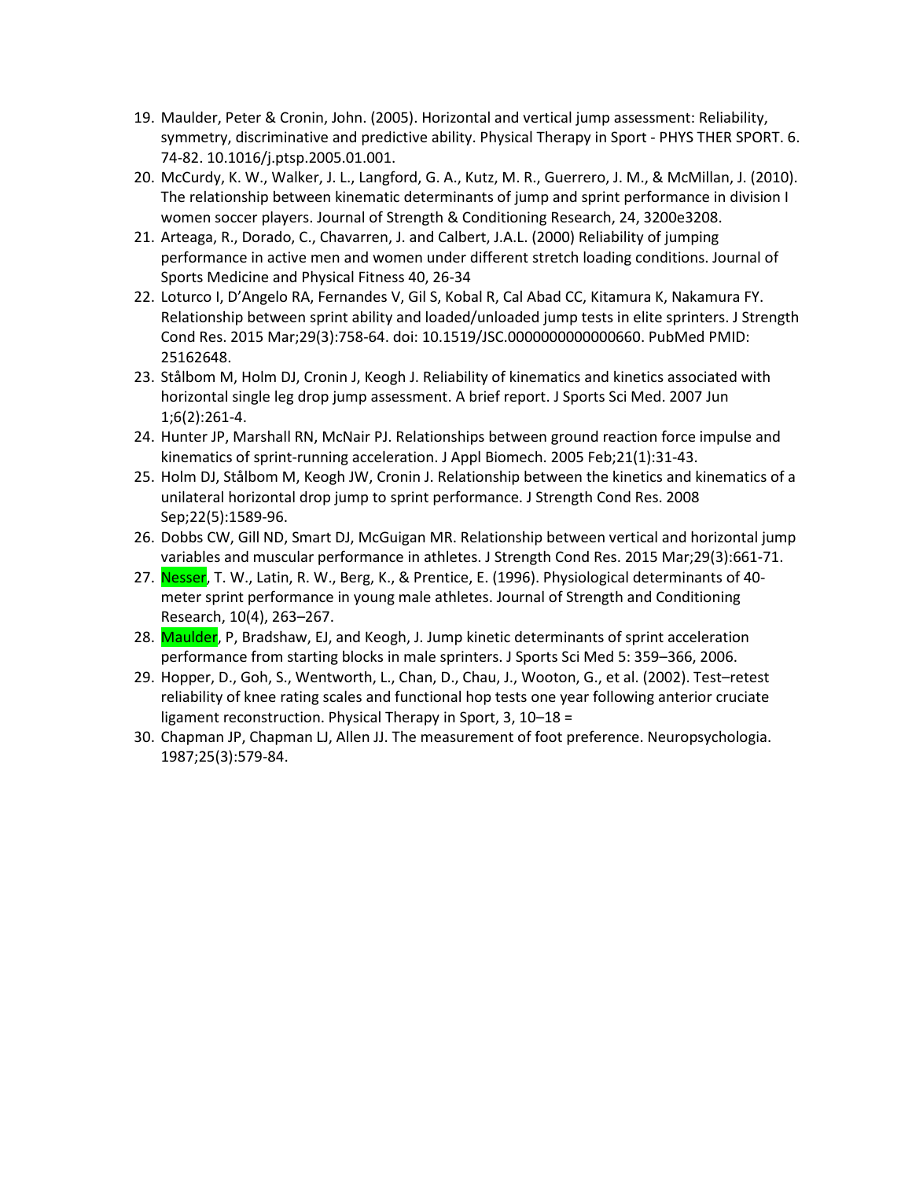19. Maulder, Peter & Cronin, John. (2005). Horizontal and vertical jump assessment: Reliability, symmetry, discriminative and predictive ability. Physical Therapy in Sport - PHYS THER SPORT. 6. 74-82. 10.1016/j.ptsp.2005.01.001.
20. McCurdy, K. W., Walker, J. L., Langford, G. A., Kutz, M. R., Guerrero, J. M., & McMillan, J. (2010). The relationship between kinematic determinants of jump and sprint performance in division I women soccer players. Journal of Strength & Conditioning Research, 24, 3200e3208.
21. Arteaga, R., Dorado, C., Chavarren, J. and Calbert, J.A.L. (2000) Reliability of jumping performance in active men and women under different stretch loading conditions. Journal of Sports Medicine and Physical Fitness 40, 26-34
22. Loturco I, D'Angelo RA, Fernandes V, Gil S, Kobal R, Cal Abad CC, Kitamura K, Nakamura FY. Relationship between sprint ability and loaded/unloaded jump tests in elite sprinters. J Strength Cond Res. 2015 Mar;29(3):758-64. doi: 10.1519/JSC.0000000000000660. PubMed PMID: 25162648.
23. Stålbom M, Holm DJ, Cronin J, Keogh J. Reliability of kinematics and kinetics associated with horizontal single leg drop jump assessment. A brief report. J Sports Sci Med. 2007 Jun 1;6(2):261-4.
24. Hunter JP, Marshall RN, McNair PJ. Relationships between ground reaction force impulse and kinematics of sprint-running acceleration. J Appl Biomech. 2005 Feb;21(1):31-43.
25. Holm DJ, Stålbom M, Keogh JW, Cronin J. Relationship between the kinetics and kinematics of a unilateral horizontal drop jump to sprint performance. J Strength Cond Res. 2008 Sep;22(5):1589-96.
26. Dobbs CW, Gill ND, Smart DJ, McGuigan MR. Relationship between vertical and horizontal jump variables and muscular performance in athletes. J Strength Cond Res. 2015 Mar;29(3):661-71.
27. Nesser, T. W., Latin, R. W., Berg, K., & Prentice, E. (1996). Physiological determinants of 40-meter sprint performance in young male athletes. Journal of Strength and Conditioning Research, 10(4), 263–267.
28. Maulder, P, Bradshaw, EJ, and Keogh, J. Jump kinetic determinants of sprint acceleration performance from starting blocks in male sprinters. J Sports Sci Med 5: 359–366, 2006.
29. Hopper, D., Goh, S., Wentworth, L., Chan, D., Chau, J., Wooton, G., et al. (2002). Test–retest reliability of knee rating scales and functional hop tests one year following anterior cruciate ligament reconstruction. Physical Therapy in Sport, 3, 10–18 =
30. Chapman JP, Chapman LJ, Allen JJ. The measurement of foot preference. Neuropsychologia. 1987;25(3):579-84.